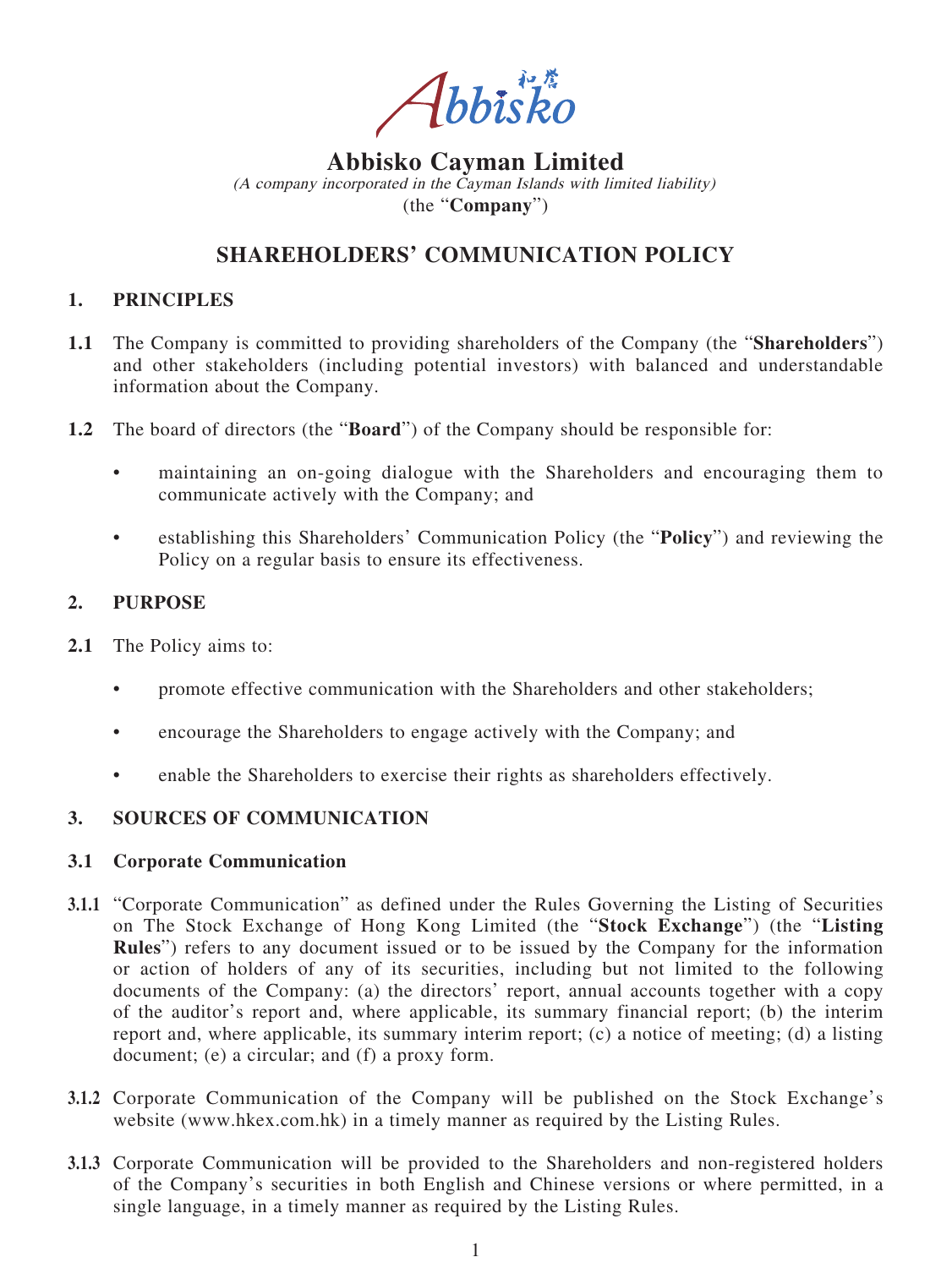# Abbisko Cayman Limited

*(A company incorporated in the Cayman Islands with limited liability)*

(the "**Company**")

## SHAREHOLDERS' COMMUNICATION POLICY

### 1. PRINCIPLES

**1.1** The Company is committed to providing shareholders of the Company (the "**Shareholders**") and other stakeholders (including potential investors) with balanced and understandable information about the Company.

**1.2** The board of directors (the "**Board**") of the Company should be responsible for:

- maintaining an on-going dialogue with the Shareholders and encouraging them to communicate actively with the Company; and
- establishing this Shareholders' Communication Policy (the "**Policy**") and reviewing the Policy on a regular basis to ensure its effectiveness.

### 2. PURPOSE

**2.1** The Policy aims to:

- promote effective communication with the Shareholders and other stakeholders;
- encourage the Shareholders to engage actively with the Company; and
- enable the Shareholders to exercise their rights as shareholders effectively.

### 3. SOURCES OF COMMUNICATION

**3.1 Corporate Communication**

**3.1.1** "Corporate Communication" as defined under the Rules Governing the Listing of Securities on The Stock Exchange of Hong Kong Limited (the "**Stock Exchange**") (the "**Listing Rules**") refers to any document issued or to be issued by the Company for the information or action of holders of any of its securities, including but not limited to the following documents of the Company: (a) the directors' report, annual accounts together with a copy of the auditor's report and, where applicable, its summary financial report; (b) the interim report and, where applicable, its summary interim report; (c) a notice of meeting; (d) a listing document; (e) a circular; and (f) a proxy form.

**3.1.2** Corporate Communication of the Company will be published on the Stock Exchange's website (www.hkex.com.hk) in a timely manner as required by the Listing Rules.

**3.1.3** Corporate Communication will be provided to the Shareholders and non-registered holders of the Company's securities in both English and Chinese versions or where permitted, in a single language, in a timely manner as required by the Listing Rules.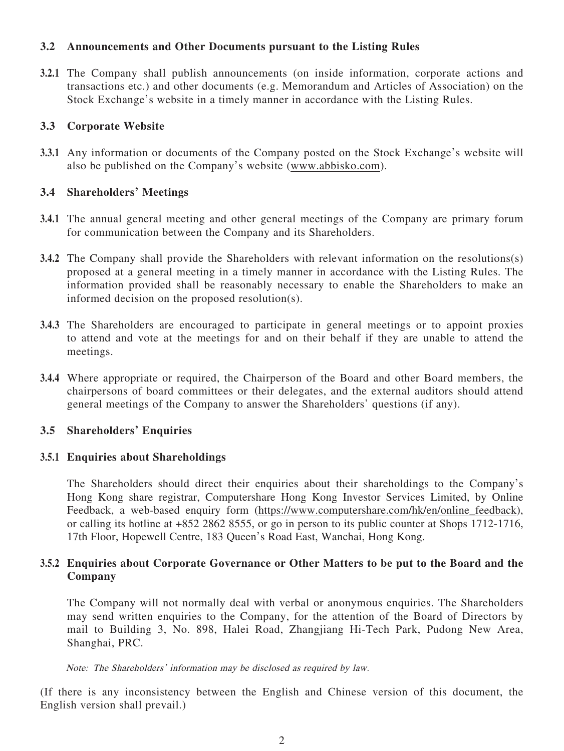### 3.2 Announcements and Other Documents pursuant to the Listing Rules

**3.2.1** The Company shall publish announcements (on inside information, corporate actions and transactions etc.) and other documents (e.g. Memorandum and Articles of Association) on the Stock Exchange's website in a timely manner in accordance with the Listing Rules.

### 3.3 Corporate Website

**3.3.1** Any information or documents of the Company posted on the Stock Exchange's website will also be published on the Company's website (www.abbisko.com).

### 3.4 Shareholders' Meetings

**3.4.1** The annual general meeting and other general meetings of the Company are primary forum for communication between the Company and its Shareholders.

**3.4.2** The Company shall provide the Shareholders with relevant information on the resolutions(s) proposed at a general meeting in a timely manner in accordance with the Listing Rules. The information provided shall be reasonably necessary to enable the Shareholders to make an informed decision on the proposed resolution(s).

**3.4.3** The Shareholders are encouraged to participate in general meetings or to appoint proxies to attend and vote at the meetings for and on their behalf if they are unable to attend the meetings.

**3.4.4** Where appropriate or required, the Chairperson of the Board and other Board members, the chairpersons of board committees or their delegates, and the external auditors should attend general meetings of the Company to answer the Shareholders' questions (if any).

### 3.5 Shareholders' Enquiries

#### 3.5.1 Enquiries about Shareholdings

The Shareholders should direct their enquiries about their shareholdings to the Company's Hong Kong share registrar, Computershare Hong Kong Investor Services Limited, by Online Feedback, a web-based enquiry form (https://www.computershare.com/hk/en/online_feedback), or calling its hotline at +852 2862 8555, or go in person to its public counter at Shops 1712-1716, 17th Floor, Hopewell Centre, 183 Queen's Road East, Wanchai, Hong Kong.

#### 3.5.2 Enquiries about Corporate Governance or Other Matters to be put to the Board and the Company

The Company will not normally deal with verbal or anonymous enquiries. The Shareholders may send written enquiries to the Company, for the attention of the Board of Directors by mail to Building 3, No. 898, Halei Road, Zhangjiang Hi-Tech Park, Pudong New Area, Shanghai, PRC.

*Note: The Shareholders' information may be disclosed as required by law.*

(If there is any inconsistency between the English and Chinese version of this document, the English version shall prevail.)